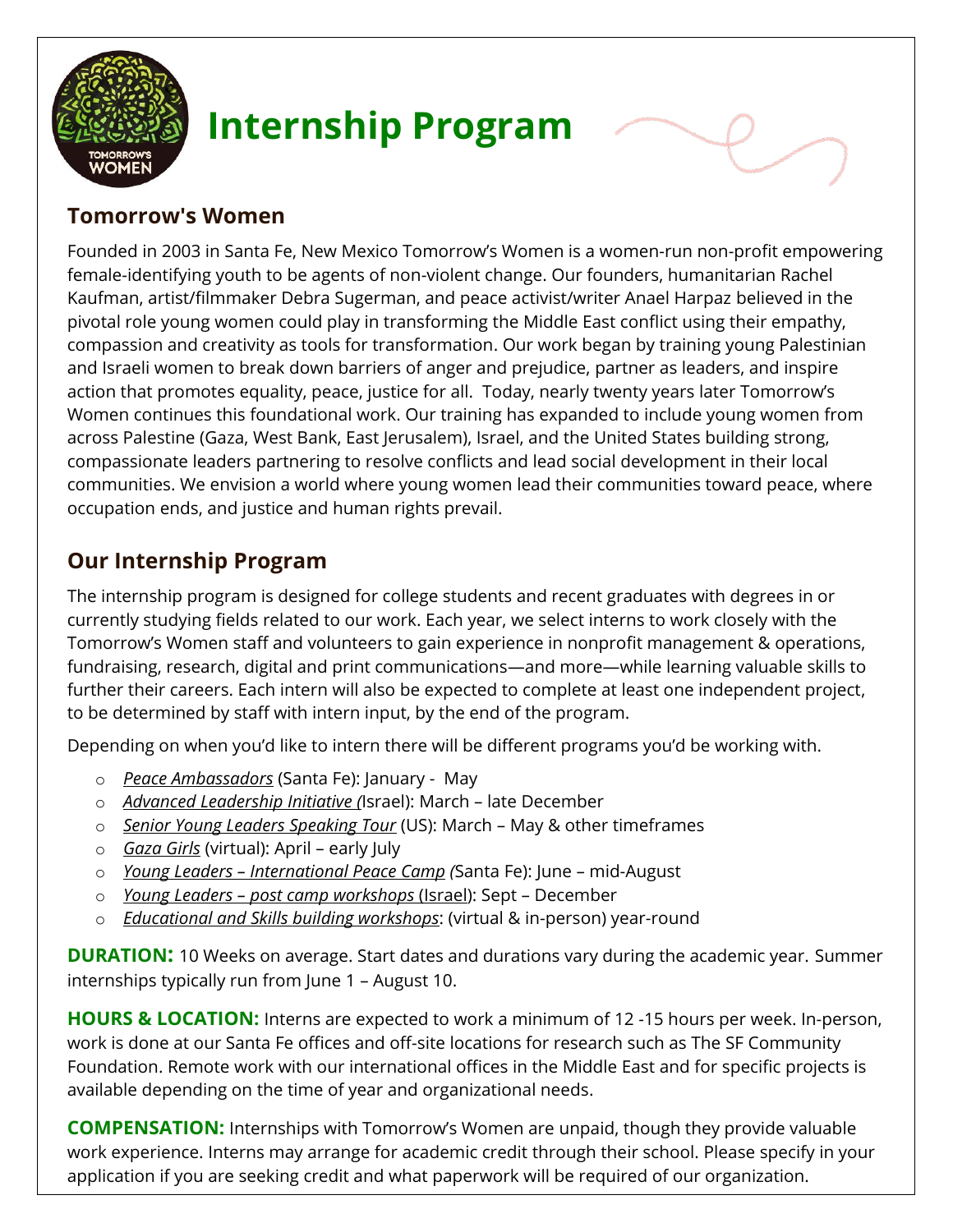# Internship Program

## Tomorrow's Women

Founded in 2003 in Santa Fe, New Mexico Tomorrow's Women is a women-run non-profit empowering female-identifying youth to be agents of non-violent change. Our founders, humanitarian Rachel Kaufman, artist/filmmaker Debra Sugerman, and peace activist/writer Anael Harpaz believed in the pivotal role young women could play in transforming the Middle East conflict using their empathy, compassion and creativity as tools for transformation. Our work began by training young Palestinian and Israeli women to break down barriers of anger and prejudice, partner as leaders, and inspire action that promotes equality, peace, justice for all. Today, nearly twenty years later Tomorrow's Women continues this foundational work. Our training has expanded to include young women from across Palestine (Gaza, West Bank, East Jerusalem), Israel, and the United States building strong, compassionate leaders partnering to resolve conflicts and lead social development in their local communities. We envision a world where young women lead their communities toward peace, where occupation ends, and justice and human rights prevail.

## Our Internship Program

The internship program is designed for college students and recent graduates with degrees in or currently studying fields related to our work. Each year, we select interns to work closely with the Tomorrow's Women staff and volunteers to gain experience in nonprofit management & operations, fundraising, research, digital and print communications—and more—while learning valuable skills to further their careers. Each intern will also be expected to complete at least one independent project, to be determined by staff with intern input, by the end of the program.

Depending on when you'd like to intern there will be different programs you'd be working with.

- *Peace Ambassadors* (Santa Fe): January - May
- *Advanced Leadership Initiative (*Israel): March – late December
- *Senior Young Leaders Speaking Tour* (US): March – May & other timeframes
- *Gaza Girls* (virtual): April – early July
- *Young Leaders – International Peace Camp (*Santa Fe): June – mid-August
- *Young Leaders – post camp workshops* (Israel): Sept – December
- *Educational and Skills building workshops*: (virtual & in-person) year-round

**DURATION:** 10 Weeks on average. Start dates and durations vary during the academic year. Summer internships typically run from June 1 – August 10.

**HOURS & LOCATION:** Interns are expected to work a minimum of 12 -15 hours per week. In-person, work is done at our Santa Fe offices and off-site locations for research such as The SF Community Foundation. Remote work with our international offices in the Middle East and for specific projects is available depending on the time of year and organizational needs.

**COMPENSATION:** Internships with Tomorrow's Women are unpaid, though they provide valuable work experience. Interns may arrange for academic credit through their school. Please specify in your application if you are seeking credit and what paperwork will be required of our organization.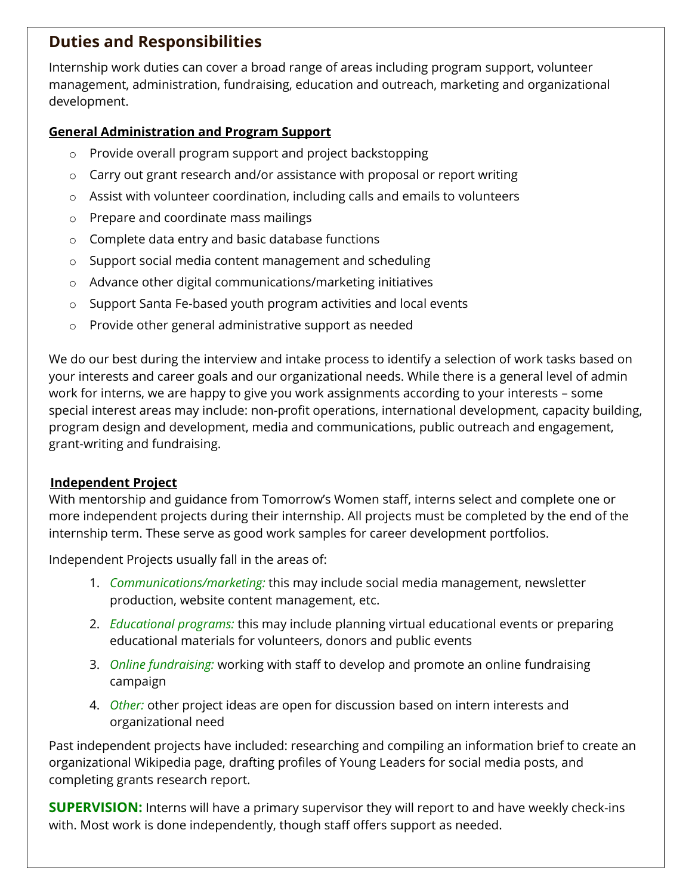## Duties and Responsibilities

Internship work duties can cover a broad range of areas including program support, volunteer management, administration, fundraising, education and outreach, marketing and organizational development.

**General Administration and Program Support**

- Provide overall program support and project backstopping
- Carry out grant research and/or assistance with proposal or report writing
- Assist with volunteer coordination, including calls and emails to volunteers
- Prepare and coordinate mass mailings
- Complete data entry and basic database functions
- Support social media content management and scheduling
- Advance other digital communications/marketing initiatives
- Support Santa Fe-based youth program activities and local events
- Provide other general administrative support as needed

We do our best during the interview and intake process to identify a selection of work tasks based on your interests and career goals and our organizational needs. While there is a general level of admin work for interns, we are happy to give you work assignments according to your interests – some special interest areas may include: non-profit operations, international development, capacity building, program design and development, media and communications, public outreach and engagement, grant-writing and fundraising.

**Independent Project**

With mentorship and guidance from Tomorrow's Women staff, interns select and complete one or more independent projects during their internship. All projects must be completed by the end of the internship term. These serve as good work samples for career development portfolios.

Independent Projects usually fall in the areas of:

1. *Communications/marketing:* this may include social media management, newsletter production, website content management, etc.
2. *Educational programs:* this may include planning virtual educational events or preparing educational materials for volunteers, donors and public events
3. *Online fundraising:* working with staff to develop and promote an online fundraising campaign
4. *Other:* other project ideas are open for discussion based on intern interests and organizational need

Past independent projects have included: researching and compiling an information brief to create an organizational Wikipedia page, drafting profiles of Young Leaders for social media posts, and completing grants research report.

**SUPERVISION:** Interns will have a primary supervisor they will report to and have weekly check-ins with. Most work is done independently, though staff offers support as needed.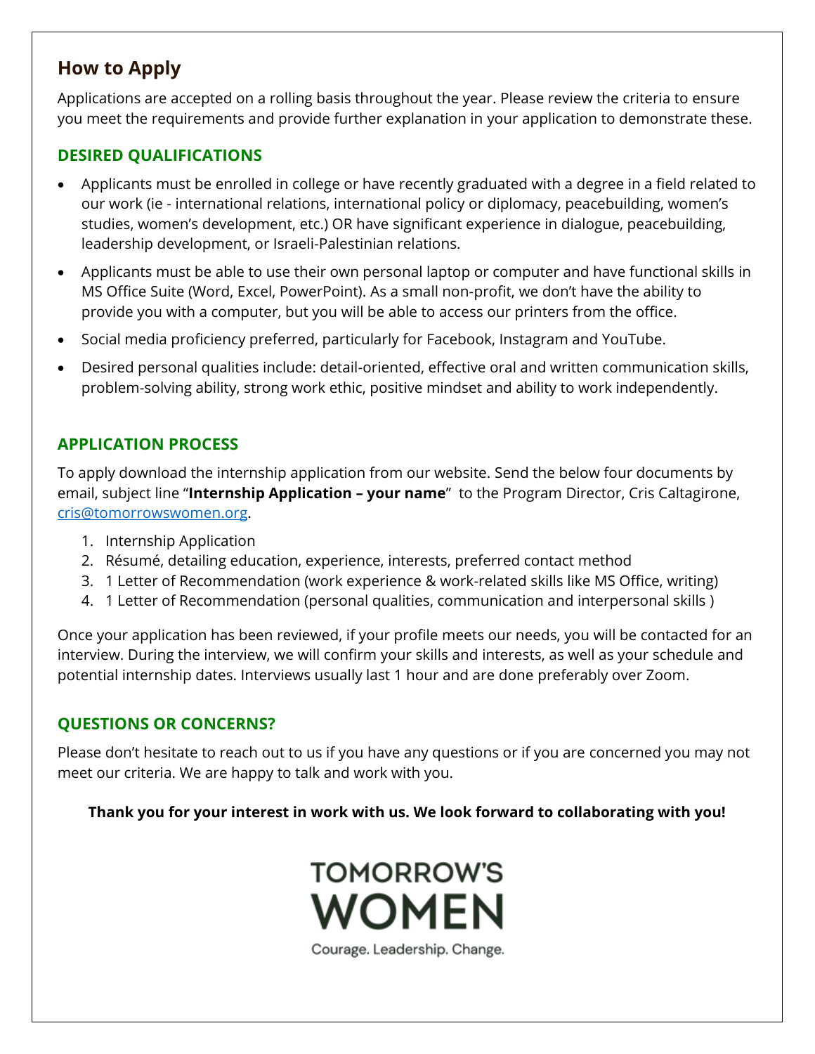## How to Apply

Applications are accepted on a rolling basis throughout the year. Please review the criteria to ensure you meet the requirements and provide further explanation in your application to demonstrate these.

### DESIRED QUALIFICATIONS

- Applicants must be enrolled in college or have recently graduated with a degree in a field related to our work (ie - international relations, international policy or diplomacy, peacebuilding, women's studies, women's development, etc.) OR have significant experience in dialogue, peacebuilding, leadership development, or Israeli-Palestinian relations.
- Applicants must be able to use their own personal laptop or computer and have functional skills in MS Office Suite (Word, Excel, PowerPoint). As a small non-profit, we don't have the ability to provide you with a computer, but you will be able to access our printers from the office.
- Social media proficiency preferred, particularly for Facebook, Instagram and YouTube.
- Desired personal qualities include: detail-oriented, effective oral and written communication skills, problem-solving ability, strong work ethic, positive mindset and ability to work independently.

### APPLICATION PROCESS

To apply download the internship application from our website. Send the below four documents by email, subject line "**Internship Application – your name**" to the Program Director, Cris Caltagirone, cris@tomorrowswomen.org.

1. Internship Application
2. Résumé, detailing education, experience, interests, preferred contact method
3. 1 Letter of Recommendation (work experience & work-related skills like MS Office, writing)
4. 1 Letter of Recommendation (personal qualities, communication and interpersonal skills )

Once your application has been reviewed, if your profile meets our needs, you will be contacted for an interview. During the interview, we will confirm your skills and interests, as well as your schedule and potential internship dates. Interviews usually last 1 hour and are done preferably over Zoom.

### QUESTIONS OR CONCERNS?

Please don't hesitate to reach out to us if you have any questions or if you are concerned you may not meet our criteria. We are happy to talk and work with you.

**Thank you for your interest in work with us. We look forward to collaborating with you!**

TOMORROW'S WOMEN

Courage. Leadership. Change.